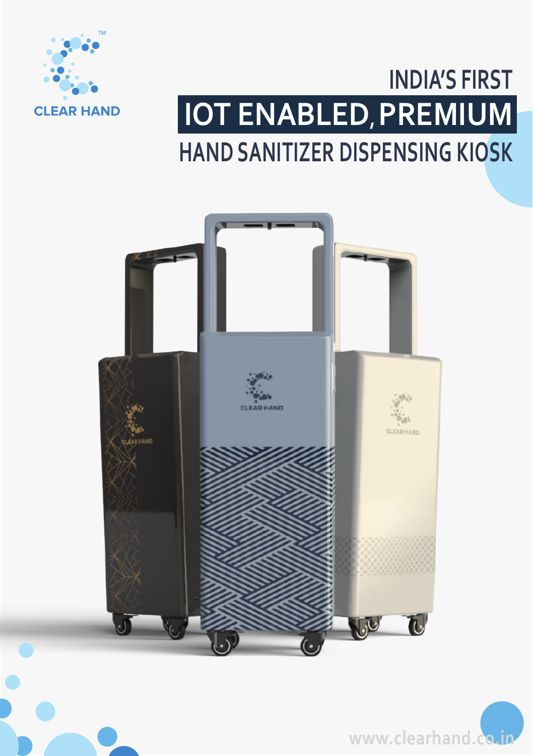CLEAR HAND™

# INDIA'S FIRST

# IOT ENABLED, PREMIUM

# HAND SANITIZER DISPENSING KIOSK

www.clearhand.co.in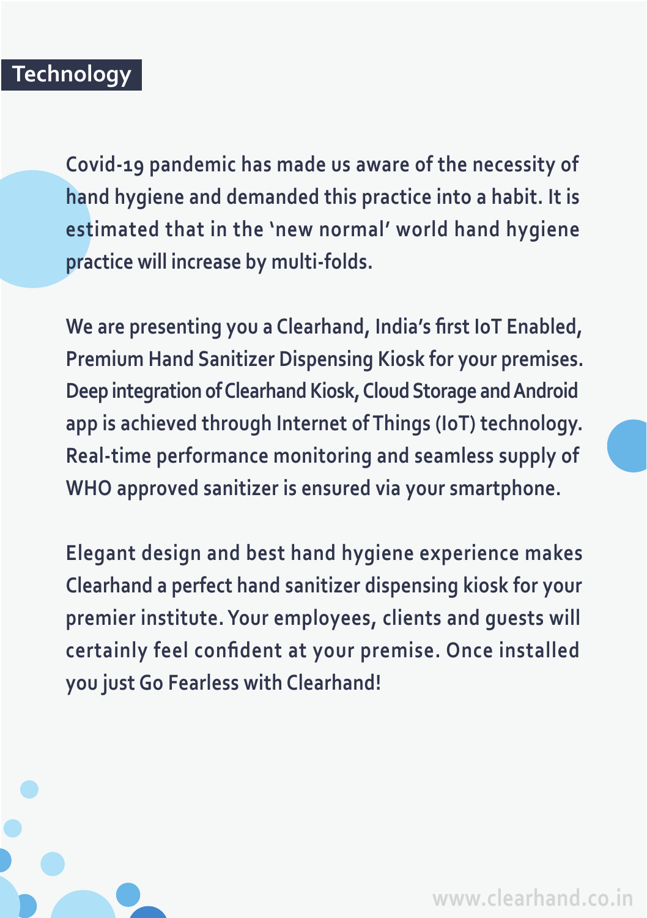## Technology

Covid-19 pandemic has made us aware of the necessity of hand hygiene and demanded this practice into a habit. It is estimated that in the 'new normal' world hand hygiene practice will increase by multi-folds.

We are presenting you a Clearhand, India's first IoT Enabled, Premium Hand Sanitizer Dispensing Kiosk for your premises. Deep integration of Clearhand Kiosk, Cloud Storage and Android app is achieved through Internet of Things (IoT) technology. Real-time performance monitoring and seamless supply of WHO approved sanitizer is ensured via your smartphone.

Elegant design and best hand hygiene experience makes Clearhand a perfect hand sanitizer dispensing kiosk for your premier institute. Your employees, clients and guests will certainly feel confident at your premise. Once installed you just Go Fearless with Clearhand!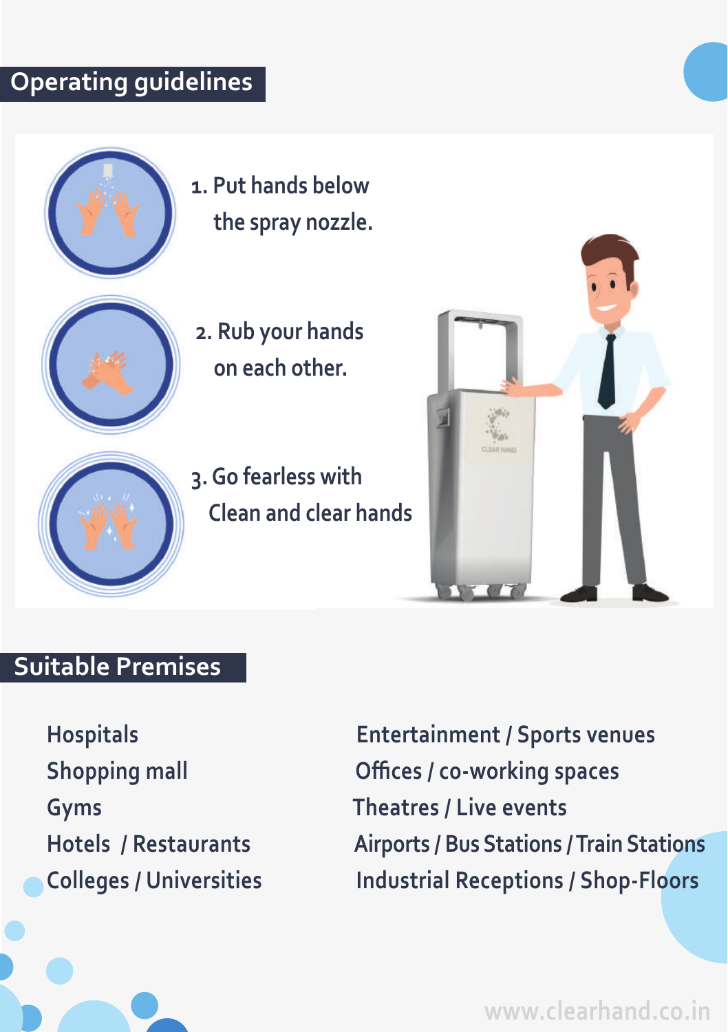## Operating guidelines

1. Put hands below the spray nozzle.
2. Rub your hands on each other.
3. Go fearless with Clean and clear hands

## Suitable Premises

- Hospitals
- Shopping mall
- Gyms
- Hotels / Restaurants
- Colleges / Universities
- Entertainment / Sports venues
- Offices / co-working spaces
- Theatres / Live events
- Airports / Bus Stations / Train Stations
- Industrial Receptions / Shop-Floors

www.clearhand.co.in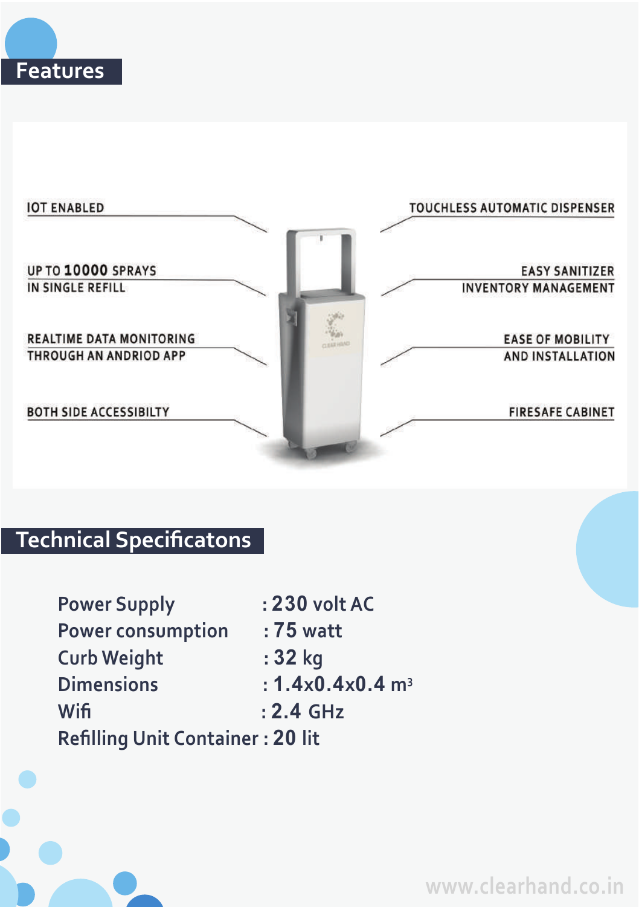## Features

- IOT ENABLED
- UP TO **10000** SPRAYS IN SINGLE REFILL
- REALTIME DATA MONITORING THROUGH AN ANDRIOD APP
- BOTH SIDE ACCESSIBILTY
- TOUCHLESS AUTOMATIC DISPENSER
- EASY SANITIZER INVENTORY MANAGEMENT
- EASE OF MOBILITY AND INSTALLATION
- FIRESAFE CABINET

## Technical Specificatons

| | |
|---|---|
| Power Supply | : **230** volt AC |
| Power consumption | : **75** watt |
| Curb Weight | : **32** kg |
| Dimensions | : **1.4x0.4x0.4** $m^3$ |
| Wifi | : **2.4** GHz |
| Refilling Unit Container | : **20** lit |

www.clearhand.co.in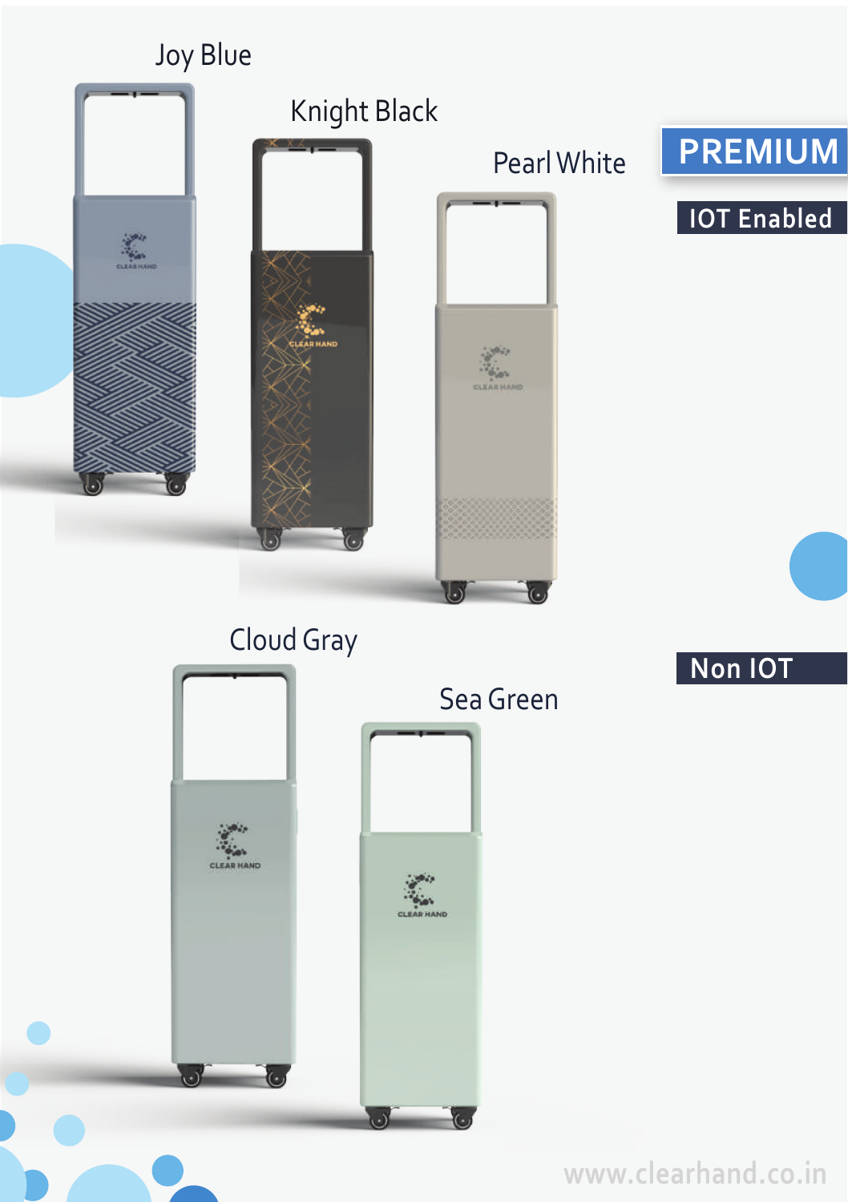## PREMIUM

**IOT Enabled**

Joy Blue

Knight Black

Pearl White

**Non IOT**

Cloud Gray

Sea Green

www.clearhand.co.in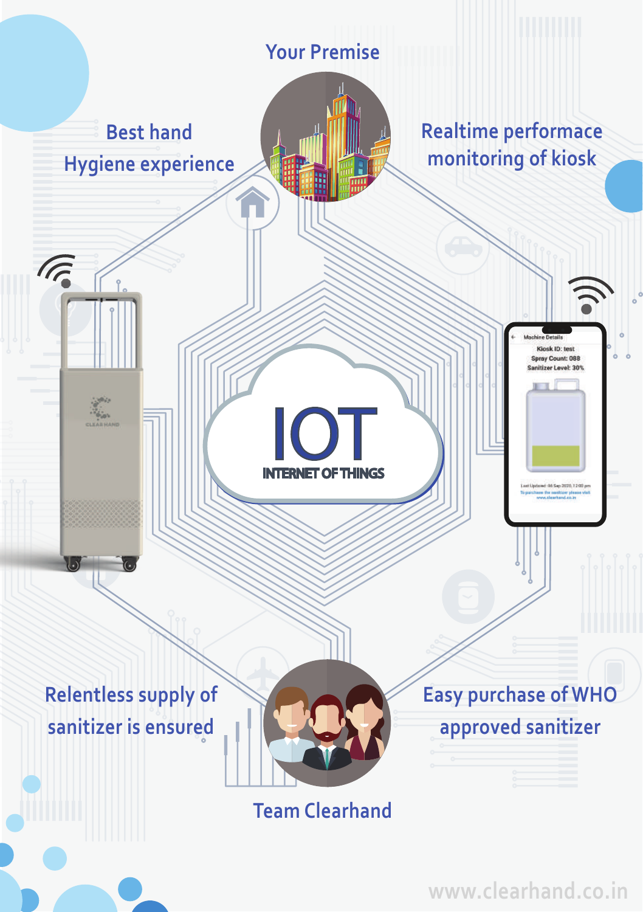Your Premise

Best hand Hygiene experience

Realtime performance monitoring of kiosk

IOT

INTERNET OF THINGS

Machine Details

Kiosk ID: test

Spray Count: 088

Sanitizer Level: 30%

Last Updated: 06 Sep 2020, 12:00 pm

To purchase the sanitizer please visit www.clearhand.co.in

Relentless supply of sanitizer is ensured

Easy purchase of WHO approved sanitizer

Team Clearhand

www.clearhand.co.in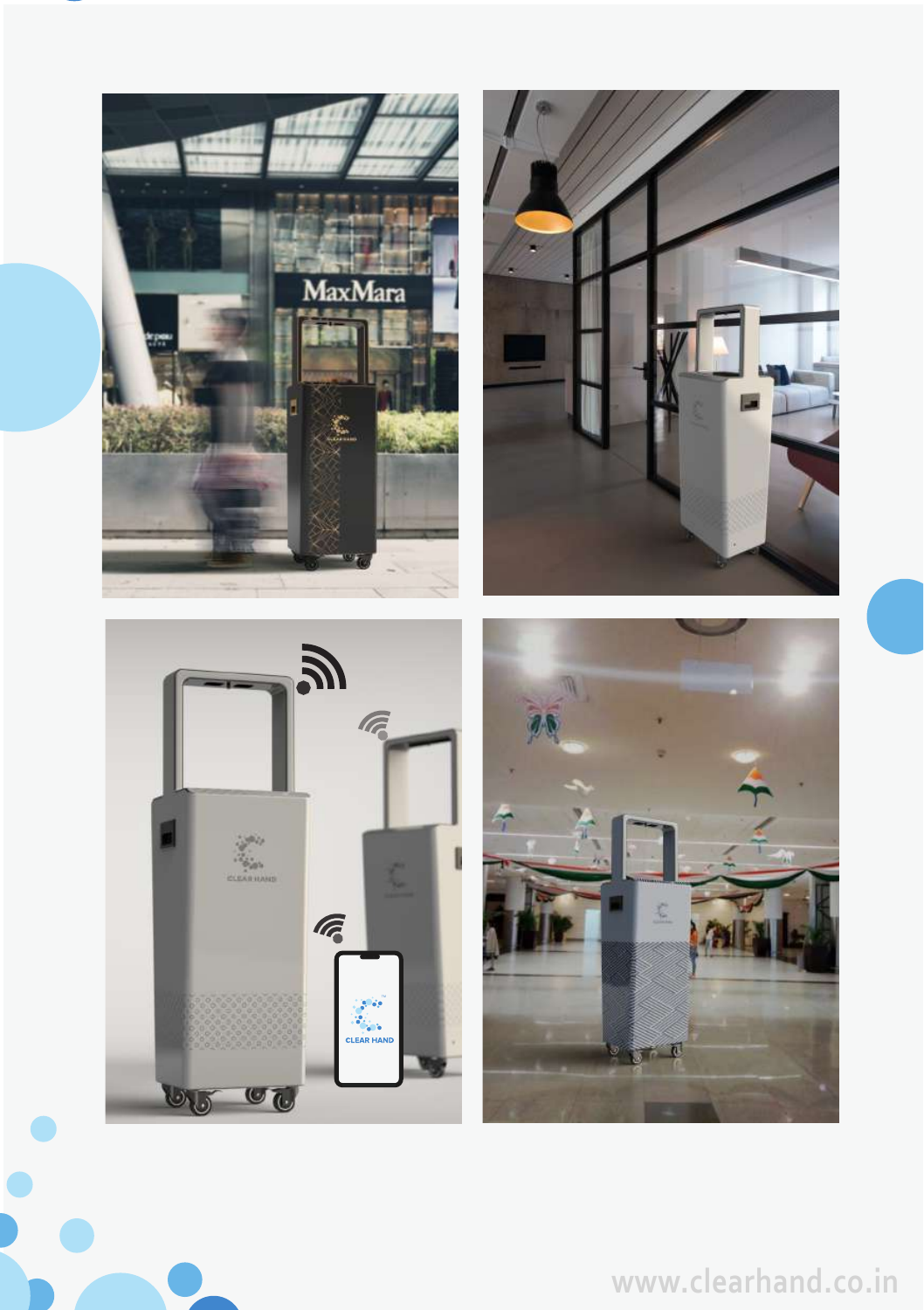www.clearhand.co.in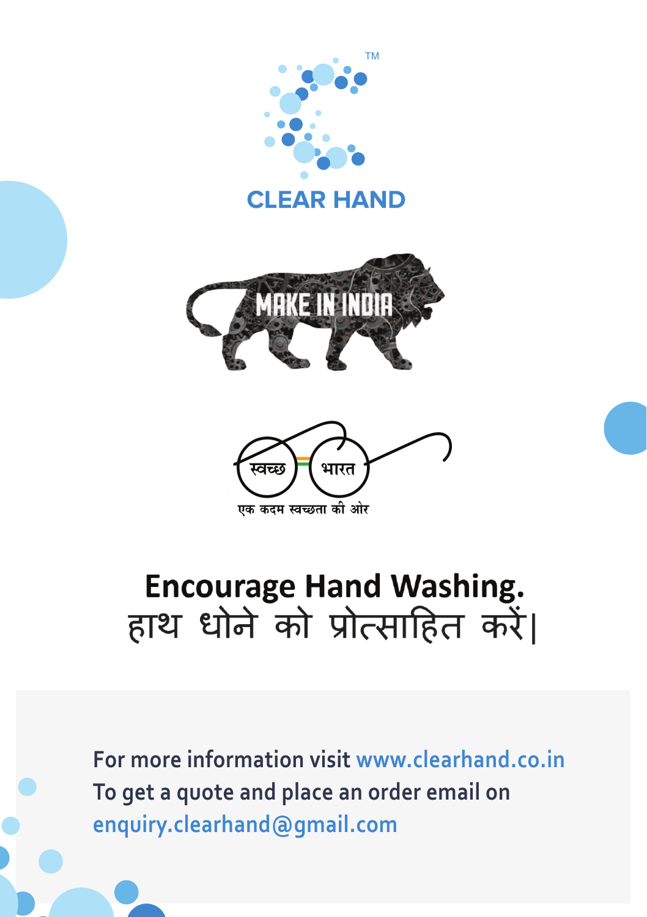CLEAR HAND™

MAKE IN INDIA

स्वच्छ भारत

एक कदम स्वच्छता की ओर

## Encourage Hand Washing.

## हाथ धोने को प्रोत्साहित करें|

For more information visit www.clearhand.co.in
To get a quote and place an order email on
enquiry.clearhand@gmail.com